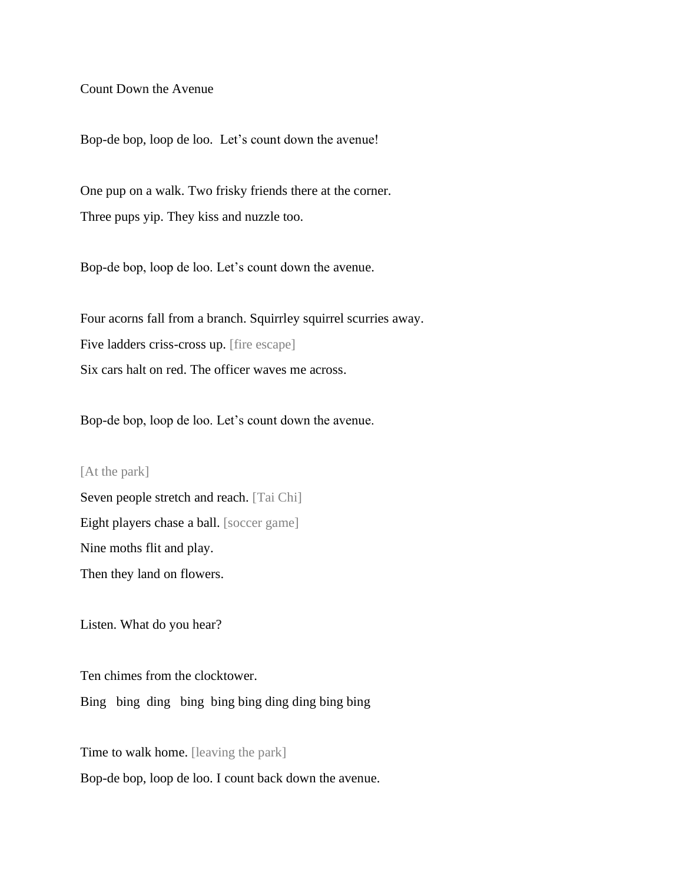Count Down the Avenue

Bop-de bop, loop de loo.  Let's count down the avenue!

One pup on a walk. Two frisky friends there at the corner.
Three pups yip. They kiss and nuzzle too.

Bop-de bop, loop de loo. Let's count down the avenue.

Four acorns fall from a branch. Squirrley squirrel scurries away.
Five ladders criss-cross up. [fire escape]
Six cars halt on red. The officer waves me across.

Bop-de bop, loop de loo. Let's count down the avenue.

[At the park]
Seven people stretch and reach. [Tai Chi]
Eight players chase a ball. [soccer game]
Nine moths flit and play.
Then they land on flowers.

Listen. What do you hear?

Ten chimes from the clocktower.
Bing   bing  ding   bing  bing bing ding ding bing bing

Time to walk home. [leaving the park]
Bop-de bop, loop de loo. I count back down the avenue.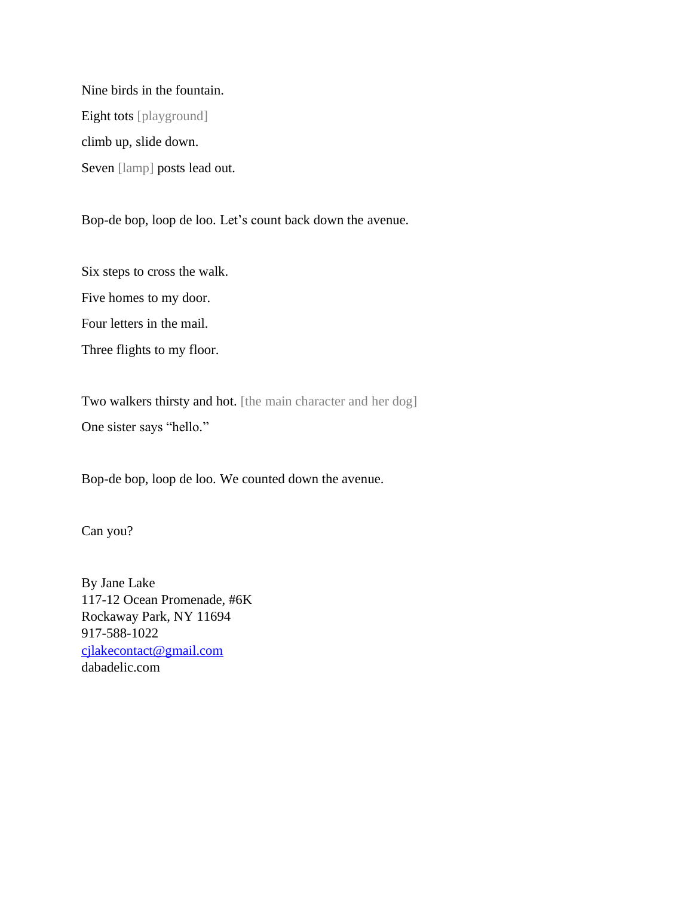Nine birds in the fountain.

Eight tots [playground]

climb up, slide down.

Seven [lamp] posts lead out.

Bop-de bop, loop de loo. Let's count back down the avenue.

Six steps to cross the walk.

Five homes to my door.

Four letters in the mail.

Three flights to my floor.

Two walkers thirsty and hot. [the main character and her dog]

One sister says "hello."

Bop-de bop, loop de loo. We counted down the avenue.

Can you?

By Jane Lake  
117-12 Ocean Promenade, #6K  
Rockaway Park, NY 11694  
917-588-1022  
cjlakecontact@gmail.com  
dabadelic.com